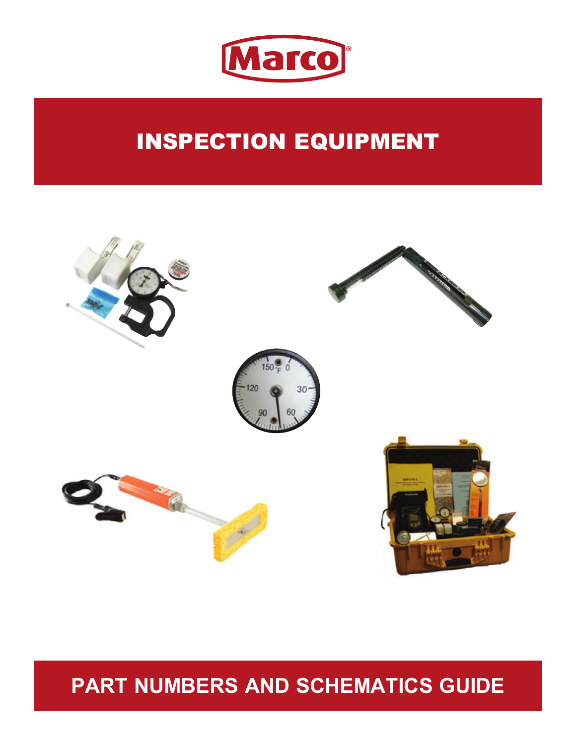Marco®

# INSPECTION EQUIPMENT

## PART NUMBERS AND SCHEMATICS GUIDE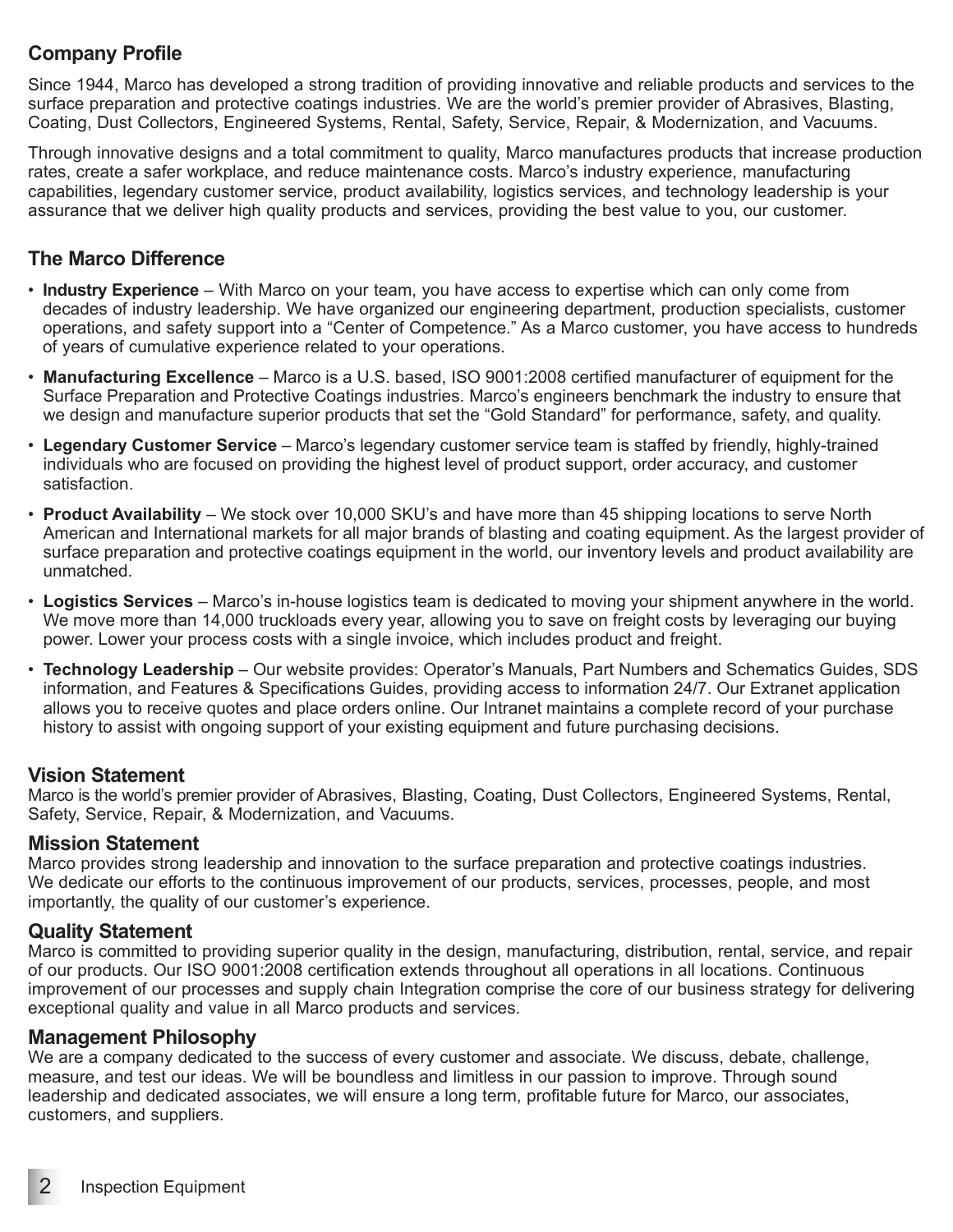## Company Profile

Since 1944, Marco has developed a strong tradition of providing innovative and reliable products and services to the surface preparation and protective coatings industries. We are the world's premier provider of Abrasives, Blasting, Coating, Dust Collectors, Engineered Systems, Rental, Safety, Service, Repair, & Modernization, and Vacuums.

Through innovative designs and a total commitment to quality, Marco manufactures products that increase production rates, create a safer workplace, and reduce maintenance costs. Marco's industry experience, manufacturing capabilities, legendary customer service, product availability, logistics services, and technology leadership is your assurance that we deliver high quality products and services, providing the best value to you, our customer.

## The Marco Difference

- **Industry Experience** – With Marco on your team, you have access to expertise which can only come from decades of industry leadership. We have organized our engineering department, production specialists, customer operations, and safety support into a "Center of Competence." As a Marco customer, you have access to hundreds of years of cumulative experience related to your operations.
- **Manufacturing Excellence** – Marco is a U.S. based, ISO 9001:2008 certified manufacturer of equipment for the Surface Preparation and Protective Coatings industries. Marco's engineers benchmark the industry to ensure that we design and manufacture superior products that set the "Gold Standard" for performance, safety, and quality.
- **Legendary Customer Service** – Marco's legendary customer service team is staffed by friendly, highly-trained individuals who are focused on providing the highest level of product support, order accuracy, and customer satisfaction.
- **Product Availability** – We stock over 10,000 SKU's and have more than 45 shipping locations to serve North American and International markets for all major brands of blasting and coating equipment. As the largest provider of surface preparation and protective coatings equipment in the world, our inventory levels and product availability are unmatched.
- **Logistics Services** – Marco's in-house logistics team is dedicated to moving your shipment anywhere in the world. We move more than 14,000 truckloads every year, allowing you to save on freight costs by leveraging our buying power. Lower your process costs with a single invoice, which includes product and freight.
- **Technology Leadership** – Our website provides: Operator's Manuals, Part Numbers and Schematics Guides, SDS information, and Features & Specifications Guides, providing access to information 24/7. Our Extranet application allows you to receive quotes and place orders online. Our Intranet maintains a complete record of your purchase history to assist with ongoing support of your existing equipment and future purchasing decisions.

## Vision Statement

Marco is the world's premier provider of Abrasives, Blasting, Coating, Dust Collectors, Engineered Systems, Rental, Safety, Service, Repair, & Modernization, and Vacuums.

## Mission Statement

Marco provides strong leadership and innovation to the surface preparation and protective coatings industries. We dedicate our efforts to the continuous improvement of our products, services, processes, people, and most importantly, the quality of our customer's experience.

## Quality Statement

Marco is committed to providing superior quality in the design, manufacturing, distribution, rental, service, and repair of our products. Our ISO 9001:2008 certification extends throughout all operations in all locations. Continuous improvement of our processes and supply chain Integration comprise the core of our business strategy for delivering exceptional quality and value in all Marco products and services.

## Management Philosophy

We are a company dedicated to the success of every customer and associate. We discuss, debate, challenge, measure, and test our ideas. We will be boundless and limitless in our passion to improve. Through sound leadership and dedicated associates, we will ensure a long term, profitable future for Marco, our associates, customers, and suppliers.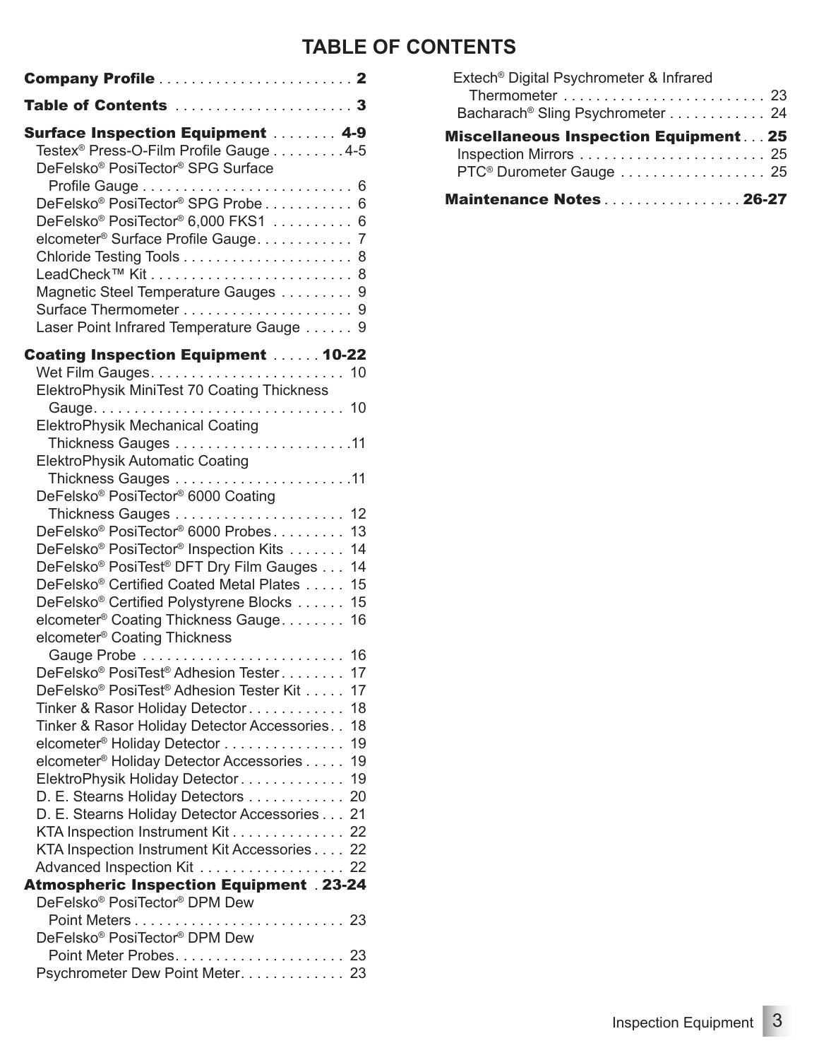# TABLE OF CONTENTS

**Company Profile** . . . . . . . . . . . . . . . . . . . . . . . . **2**

**Table of Contents** . . . . . . . . . . . . . . . . . . . . . . **3**

**Surface Inspection Equipment** . . . . . . . . **4-9**

- Testex® Press-O-Film Profile Gauge . . . . . . . . . 4-5
- DeFelsko® PosiTector® SPG Surface Profile Gauge . . . . . . . . . . . . . . . . . . . . . . . . . . 6
- DeFelsko® PosiTector® SPG Probe . . . . . . . . . . . 6
- DeFelsko® PosiTector® 6,000 FKS1 . . . . . . . . . . 6
- elcometer® Surface Profile Gauge. . . . . . . . . . . . 7
- Chloride Testing Tools . . . . . . . . . . . . . . . . . . . . . 8
- LeadCheck™ Kit . . . . . . . . . . . . . . . . . . . . . . . . . 8
- Magnetic Steel Temperature Gauges . . . . . . . . . 9
- Surface Thermometer . . . . . . . . . . . . . . . . . . . . . 9
- Laser Point Infrared Temperature Gauge . . . . . . 9

**Coating Inspection Equipment** . . . . . . **10-22**

- Wet Film Gauges. . . . . . . . . . . . . . . . . . . . . . . . 10
- ElektroPhysik MiniTest 70 Coating Thickness Gauge. . . . . . . . . . . . . . . . . . . . . . . . . . . . . . . 10
- ElektroPhysik Mechanical Coating Thickness Gauges . . . . . . . . . . . . . . . . . . . . . .11
- ElektroPhysik Automatic Coating Thickness Gauges . . . . . . . . . . . . . . . . . . . . . .11
- DeFelsko® PosiTector® 6000 Coating Thickness Gauges . . . . . . . . . . . . . . . . . . . . . 12
- DeFelsko® PosiTector® 6000 Probes. . . . . . . . . 13
- DeFelsko® PosiTector® Inspection Kits . . . . . . . 14
- DeFelsko® PosiTest® DFT Dry Film Gauges . . . 14
- DeFelsko® Certified Coated Metal Plates . . . . . 15
- DeFelsko® Certified Polystyrene Blocks . . . . . . 15
- elcometer® Coating Thickness Gauge. . . . . . . . 16
- elcometer® Coating Thickness Gauge Probe . . . . . . . . . . . . . . . . . . . . . . . . . 16
- DeFelsko® PosiTest® Adhesion Tester. . . . . . . . 17
- DeFelsko® PosiTest® Adhesion Tester Kit . . . . . 17
- Tinker & Rasor Holiday Detector. . . . . . . . . . . . 18
- Tinker & Rasor Holiday Detector Accessories. . 18
- elcometer® Holiday Detector . . . . . . . . . . . . . . . 19
- elcometer® Holiday Detector Accessories . . . . . 19
- ElektroPhysik Holiday Detector . . . . . . . . . . . . . 19
- D. E. Stearns Holiday Detectors . . . . . . . . . . . . 20
- D. E. Stearns Holiday Detector Accessories . . . 21
- KTA Inspection Instrument Kit . . . . . . . . . . . . . . 22
- KTA Inspection Instrument Kit Accessories . . . . 22
- Advanced Inspection Kit . . . . . . . . . . . . . . . . . . 22

**Atmospheric Inspection Equipment** . **23-24**

- DeFelsko® PosiTector® DPM Dew Point Meters . . . . . . . . . . . . . . . . . . . . . . . . . . 23
- DeFelsko® PosiTector® DPM Dew Point Meter Probes. . . . . . . . . . . . . . . . . . . . . 23
- Psychrometer Dew Point Meter. . . . . . . . . . . . . 23
- Extech® Digital Psychrometer & Infrared Thermometer . . . . . . . . . . . . . . . . . . . . . . . . . 23
- Bacharach® Sling Psychrometer . . . . . . . . . . . . 24

**Miscellaneous Inspection Equipment** . . . **25**

- Inspection Mirrors . . . . . . . . . . . . . . . . . . . . . . . . 25
- PTC® Durometer Gauge . . . . . . . . . . . . . . . . . . 25

**Maintenance Notes** . . . . . . . . . . . . . . . . . **26-27**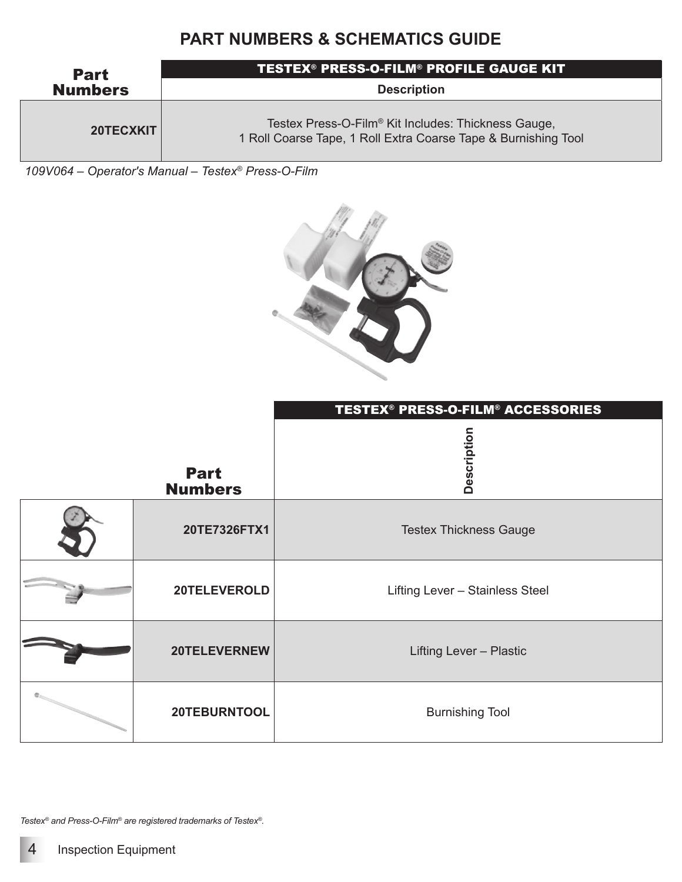# PART NUMBERS & SCHEMATICS GUIDE

| Part Numbers | TESTEX® PRESS-O-FILM® PROFILE GAUGE KIT<br>Description |
|---|---|
| 20TECXKIT | Testex Press-O-Film® Kit Includes: Thickness Gauge, 1 Roll Coarse Tape, 1 Roll Extra Coarse Tape & Burnishing Tool |

*109V064 – Operator's Manual – Testex® Press-O-Film*

| | Part Numbers | TESTEX® PRESS-O-FILM® ACCESSORIES<br>Description |
|---|---|---|
| | 20TE7326FTX1 | Testex Thickness Gauge |
| | 20TELEVEROLD | Lifting Lever – Stainless Steel |
| | 20TELEVERNEW | Lifting Lever – Plastic |
| | 20TEBURNTOOL | Burnishing Tool |

*Testex® and Press-O-Film® are registered trademarks of Testex®.*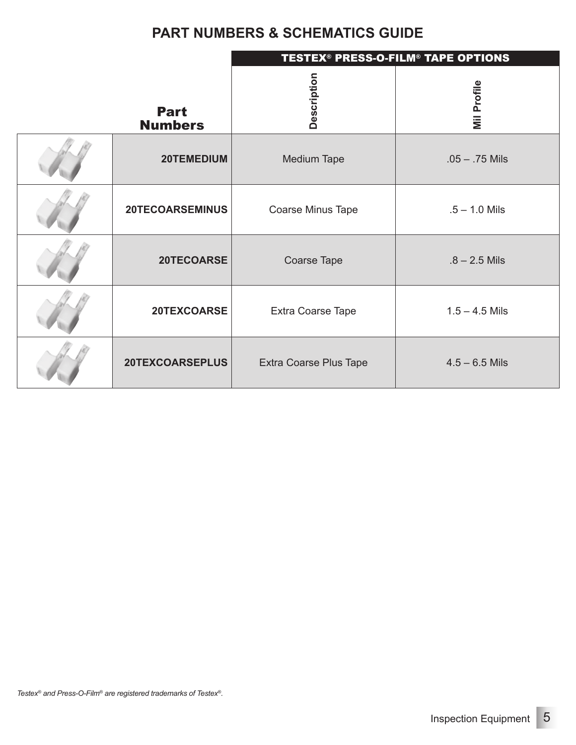## PART NUMBERS & SCHEMATICS GUIDE

| | Part Numbers | TESTEX® PRESS-O-FILM® TAPE OPTIONS | |
|---|---|---|---|
| | | Description | Mil Profile |
| | 20TEMEDIUM | Medium Tape | .05 – .75 Mils |
| | 20TECOARSEMINUS | Coarse Minus Tape | .5 – 1.0 Mils |
| | 20TECOARSE | Coarse Tape | .8 – 2.5 Mils |
| | 20TEXCOARSE | Extra Coarse Tape | 1.5 – 4.5 Mils |
| | 20TEXCOARSEPLUS | Extra Coarse Plus Tape | 4.5 – 6.5 Mils |

*Testex® and Press-O-Film® are registered trademarks of Testex®.*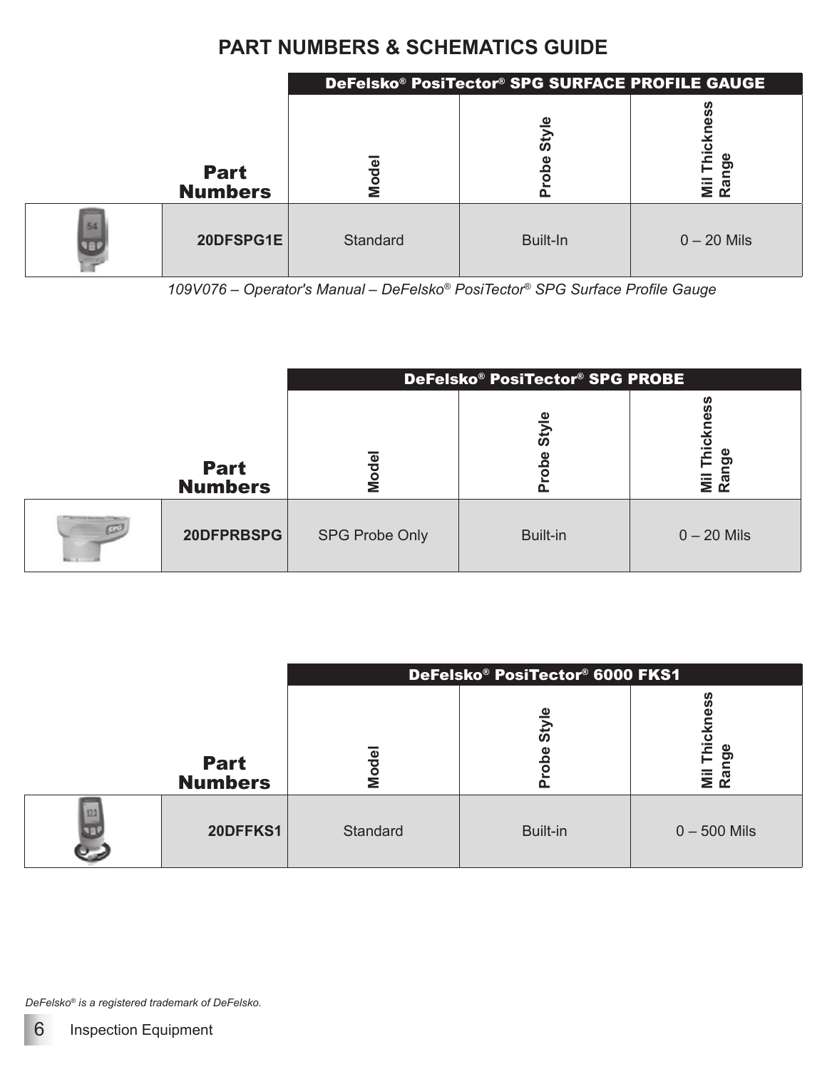# PART NUMBERS & SCHEMATICS GUIDE

| | Part Numbers | DeFelsko® PosiTector® SPG SURFACE PROFILE GAUGE | | |
|---|---|---|---|---|
| | | Model | Probe Style | Mil Thickness Range |
| | 20DFSPG1E | Standard | Built-In | 0 – 20 Mils |

*109V076 – Operator's Manual – DeFelsko® PosiTector® SPG Surface Profile Gauge*

| | Part Numbers | DeFelsko® PosiTector® SPG PROBE | | |
|---|---|---|---|---|
| | | Model | Probe Style | Mil Thickness Range |
| | 20DFPRBSPG | SPG Probe Only | Built-in | 0 – 20 Mils |

| | Part Numbers | DeFelsko® PosiTector® 6000 FKS1 | | |
|---|---|---|---|---|
| | | Model | Probe Style | Mil Thickness Range |
| | 20DFFKS1 | Standard | Built-in | 0 – 500 Mils |

*DeFelsko® is a registered trademark of DeFelsko.*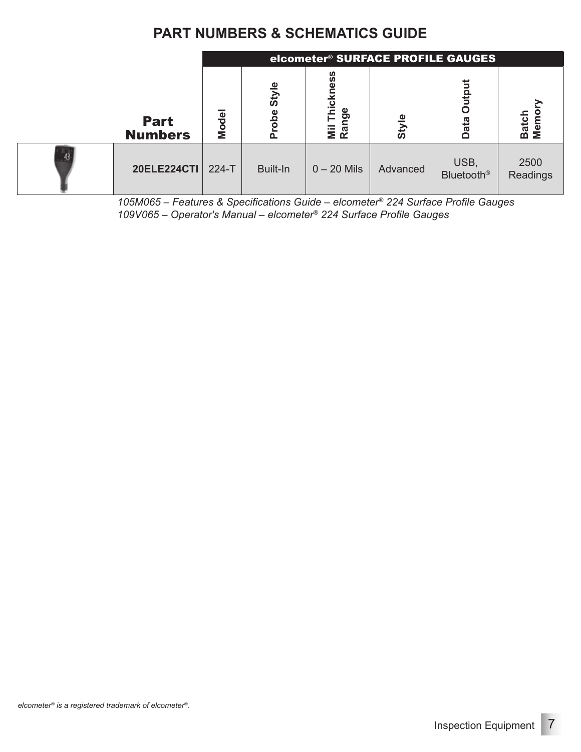# PART NUMBERS & SCHEMATICS GUIDE

| | | elcometer® SURFACE PROFILE GAUGES | | | | | |
|---|---|---|---|---|---|---|---|
| | **Part Numbers** | **Model** | **Probe Style** | **Mil Thickness Range** | **Style** | **Data Output** | **Batch Memory** |
| | **20ELE224CTI** | 224-T | Built-In | 0 – 20 Mils | Advanced | USB, Bluetooth® | 2500 Readings |

*105M065 – Features & Specifications Guide – elcometer® 224 Surface Profile Gauges*
*109V065 – Operator's Manual – elcometer® 224 Surface Profile Gauges*

*elcometer® is a registered trademark of elcometer®.*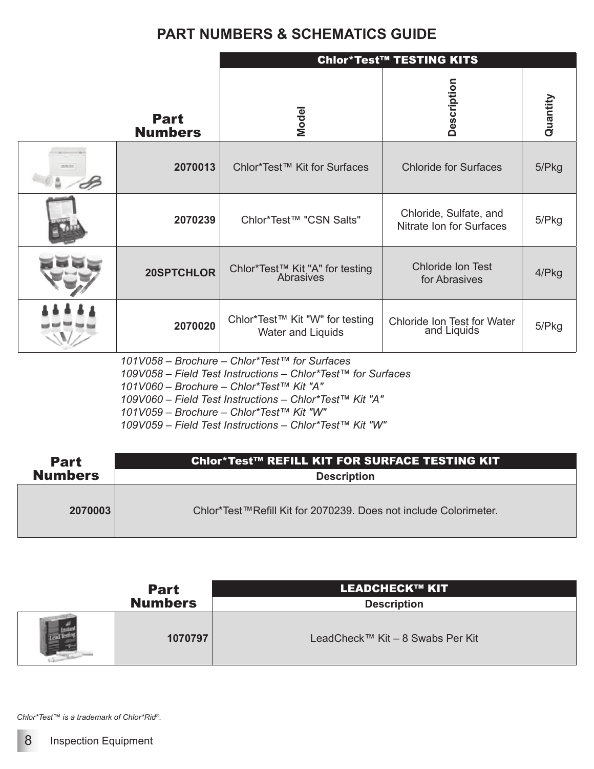# PART NUMBERS & SCHEMATICS GUIDE

| Part Numbers | Chlor*Test™ TESTING KITS | | |
|---|---|---|---|
| | Model | Description | Quantity |
| 2070013 | Chlor*Test™ Kit for Surfaces | Chloride for Surfaces | 5/Pkg |
| 2070239 | Chlor*Test™ "CSN Salts" | Chloride, Sulfate, and Nitrate Ion for Surfaces | 5/Pkg |
| 20SPTCHLOR | Chlor*Test™ Kit "A" for testing Abrasives | Chloride Ion Test for Abrasives | 4/Pkg |
| 2070020 | Chlor*Test™ Kit "W" for testing Water and Liquids | Chloride Ion Test for Water and Liquids | 5/Pkg |

*101V058 – Brochure – Chlor*Test™ for Surfaces*
*109V058 – Field Test Instructions – Chlor*Test™ for Surfaces*
*101V060 – Brochure – Chlor*Test™ Kit "A"*
*109V060 – Field Test Instructions – Chlor*Test™ Kit "A"*
*101V059 – Brochure – Chlor*Test™ Kit "W"*
*109V059 – Field Test Instructions – Chlor*Test™ Kit "W"*

| Part Numbers | Chlor*Test™ REFILL KIT FOR SURFACE TESTING KIT |
|---|---|
| | Description |
| 2070003 | Chlor*Test™Refill Kit for 2070239. Does not include Colorimeter. |

| Part Numbers | LEADCHECK™ KIT |
|---|---|
| | Description |
| 1070797 | LeadCheck™ Kit – 8 Swabs Per Kit |

*Chlor*Test™ is a trademark of Chlor*Rid®.*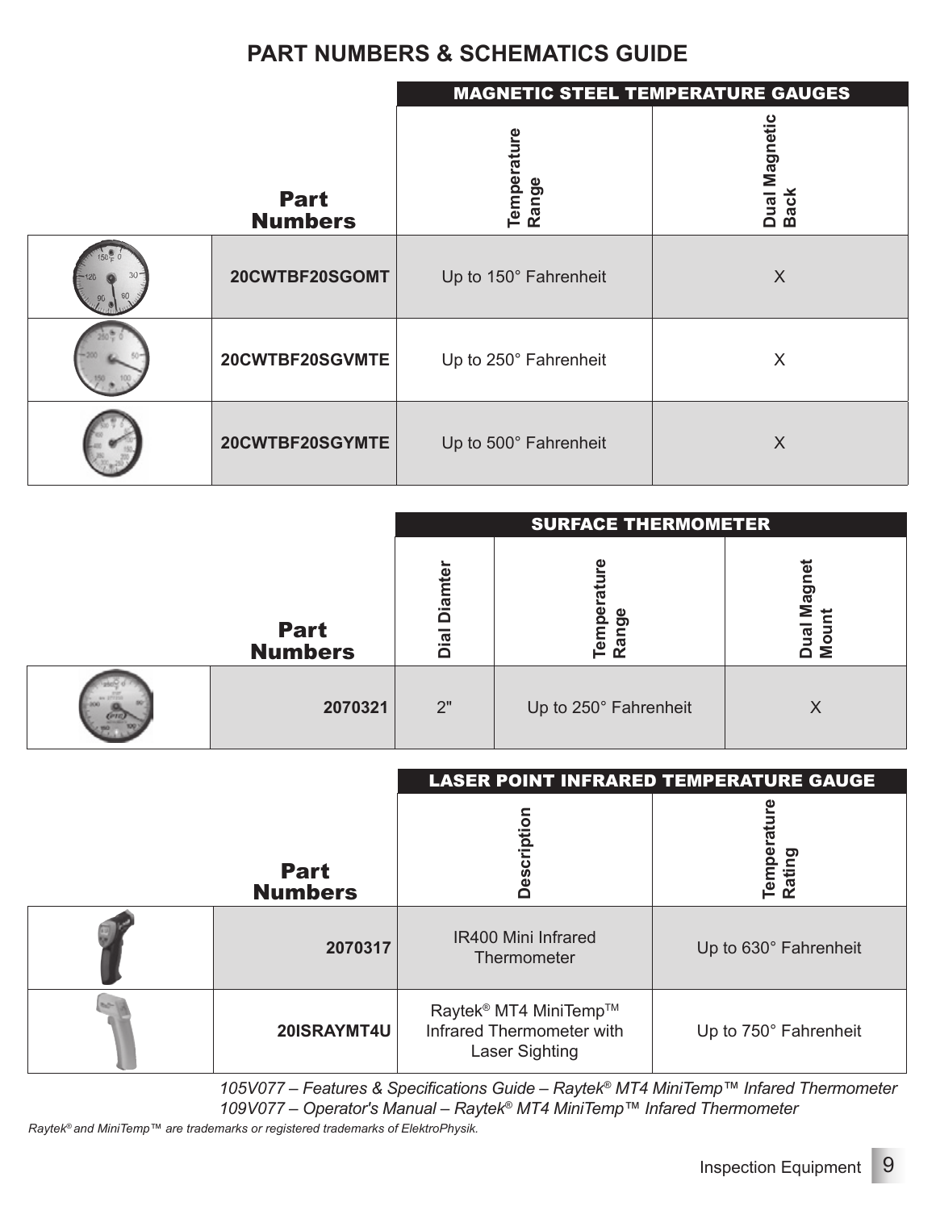## PART NUMBERS & SCHEMATICS GUIDE

| | | MAGNETIC STEEL TEMPERATURE GAUGES | |
|---|---|---|---|
| | **Part Numbers** | **Temperature Range** | **Dual Magnetic Back** |
| | **20CWTBF20SGOMT** | Up to 150° Fahrenheit | X |
| | **20CWTBF20SGVMTE** | Up to 250° Fahrenheit | X |
| | **20CWTBF20SGYMTE** | Up to 500° Fahrenheit | X |

| | | SURFACE THERMOMETER | | |
|---|---|---|---|---|
| | **Part Numbers** | **Dial Diamter** | **Temperature Range** | **Dual Magnet Mount** |
| | **2070321** | 2" | Up to 250° Fahrenheit | X |

| | | LASER POINT INFRARED TEMPERATURE GAUGE | |
|---|---|---|---|
| | **Part Numbers** | **Description** | **Temperature Rating** |
| | **2070317** | IR400 Mini Infrared Thermometer | Up to 630° Fahrenheit |
| | **20ISRAYMT4U** | Raytek® MT4 MiniTemp™ Infrared Thermometer with Laser Sighting | Up to 750° Fahrenheit |

*105V077 – Features & Specifications Guide – Raytek® MT4 MiniTemp™ Infared Thermometer*
*109V077 – Operator's Manual – Raytek® MT4 MiniTemp™ Infared Thermometer*

*Raytek® and MiniTemp™ are trademarks or registered trademarks of ElektroPhysik.*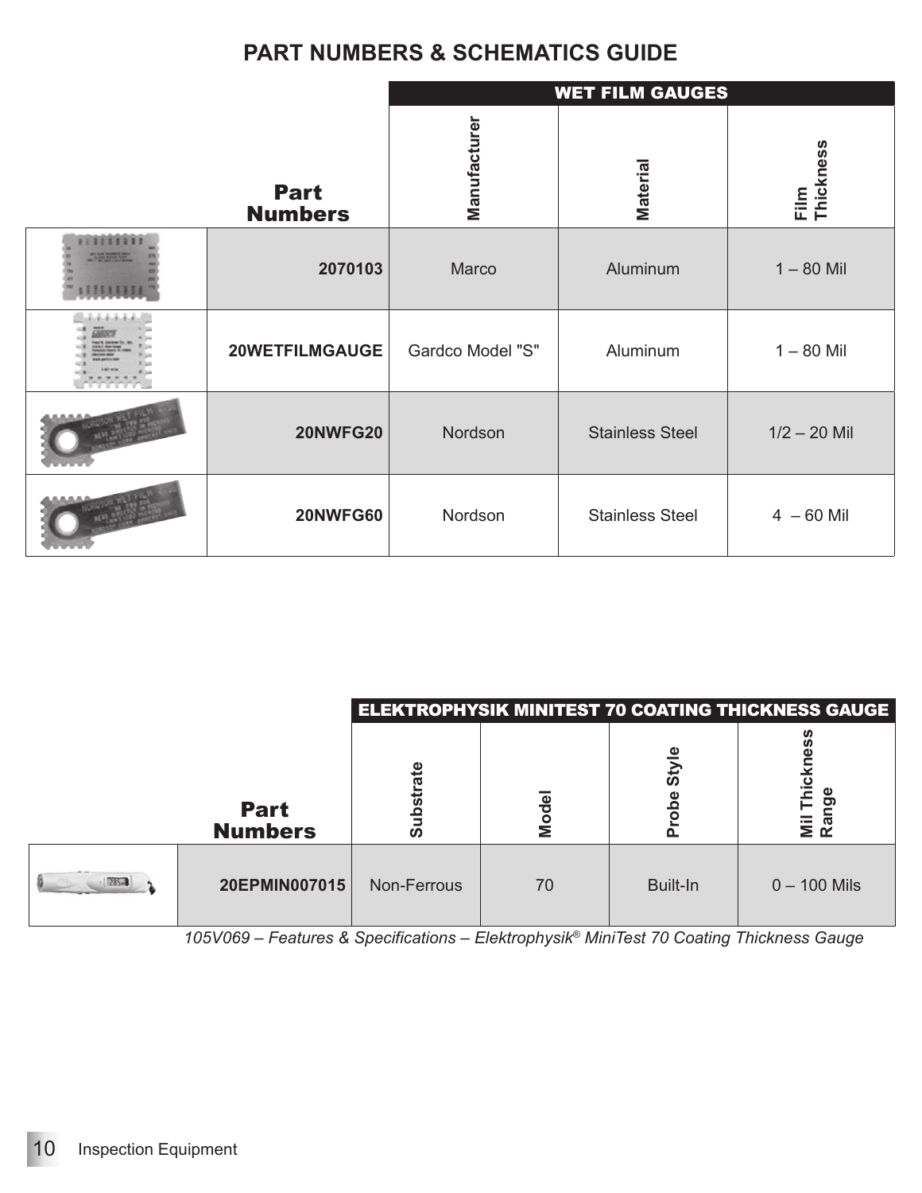# PART NUMBERS & SCHEMATICS GUIDE

| | | WET FILM GAUGES | | |
|---|---|---|---|---|
| | **Part Numbers** | **Manufacturer** | **Material** | **Film Thickness** |
| | **2070103** | Marco | Aluminum | 1 – 80 Mil |
| | **20WETFILMGAUGE** | Gardco Model "S" | Aluminum | 1 – 80 Mil |
| | **20NWFG20** | Nordson | Stainless Steel | 1/2 – 20 Mil |
| | **20NWFG60** | Nordson | Stainless Steel | 4 – 60 Mil |

| | | ELEKTROPHYSIK MINITEST 70 COATING THICKNESS GAUGE | | | |
|---|---|---|---|---|---|
| | **Part Numbers** | **Substrate** | **Model** | **Probe Style** | **Mil Thickness Range** |
| | **20EPMIN007015** | Non-Ferrous | 70 | Built-In | 0 – 100 Mils |

*105V069 – Features & Specifications – Elektrophysik® MiniTest 70 Coating Thickness Gauge*

Inspection Equipment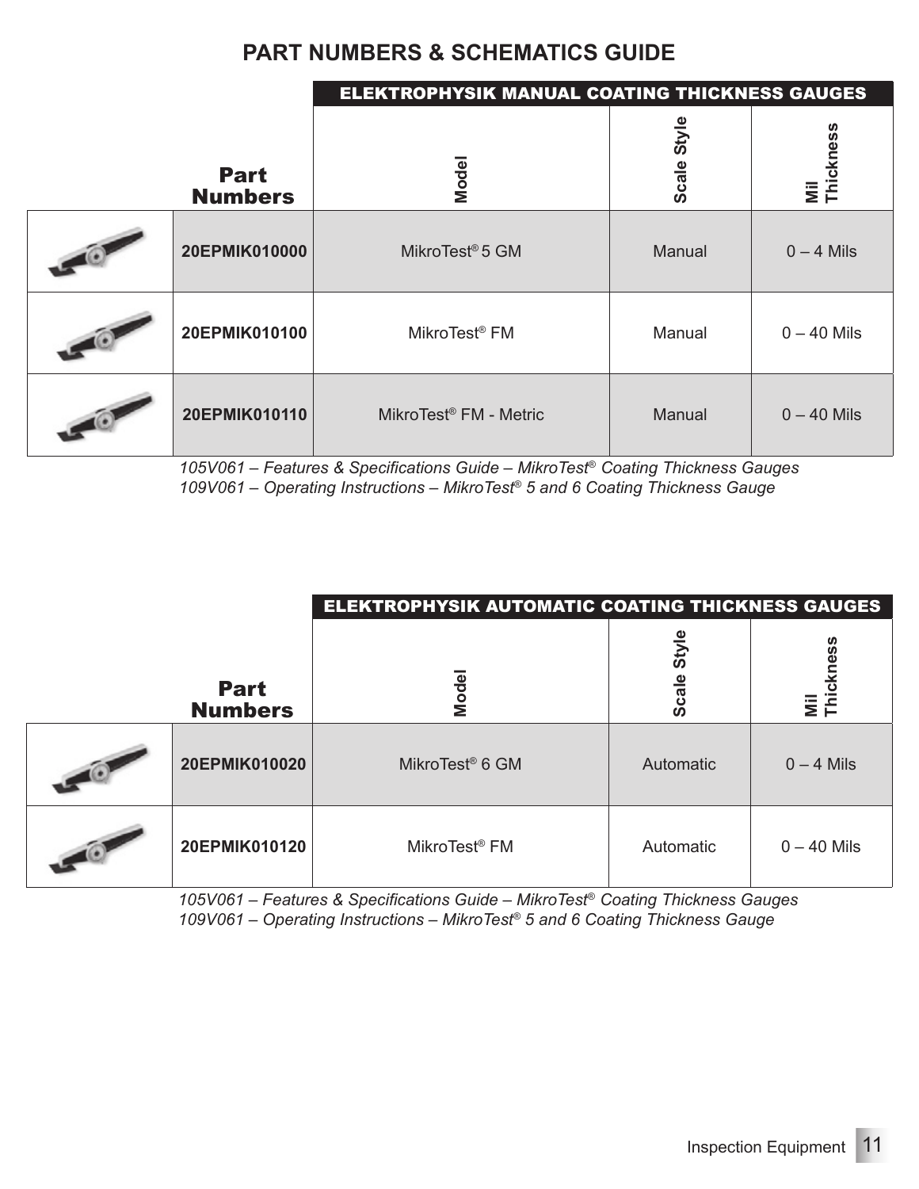# PART NUMBERS & SCHEMATICS GUIDE

| | ELEKTROPHYSIK MANUAL COATING THICKNESS GAUGES | | |
|---|---|---|---|
| **Part Numbers** | **Model** | **Scale Style** | **Mil Thickness** |
| **20EPMIK010000** | MikroTest® 5 GM | Manual | 0 – 4 Mils |
| **20EPMIK010100** | MikroTest® FM | Manual | 0 – 40 Mils |
| **20EPMIK010110** | MikroTest® FM - Metric | Manual | 0 – 40 Mils |

*105V061 – Features & Specifications Guide – MikroTest® Coating Thickness Gauges*
*109V061 – Operating Instructions – MikroTest® 5 and 6 Coating Thickness Gauge*

| | ELEKTROPHYSIK AUTOMATIC COATING THICKNESS GAUGES | | |
|---|---|---|---|
| **Part Numbers** | **Model** | **Scale Style** | **Mil Thickness** |
| **20EPMIK010020** | MikroTest® 6 GM | Automatic | 0 – 4 Mils |
| **20EPMIK010120** | MikroTest® FM | Automatic | 0 – 40 Mils |

*105V061 – Features & Specifications Guide – MikroTest® Coating Thickness Gauges*
*109V061 – Operating Instructions – MikroTest® 5 and 6 Coating Thickness Gauge*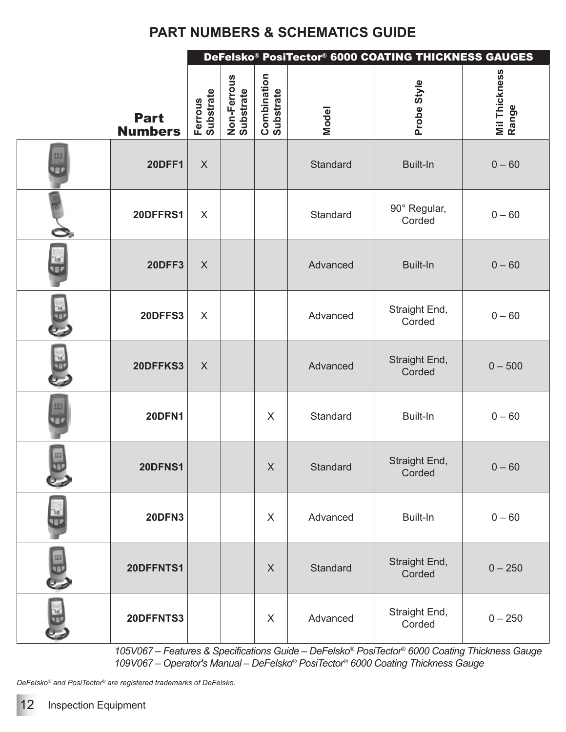## PART NUMBERS & SCHEMATICS GUIDE

| Part Numbers | Ferrous Substrate | Non-Ferrous Substrate | Combination Substrate | Model | Probe Style | Mil Thickness Range |
|---|---|---|---|---|---|---|
| | DeFelsko® PosiTector® 6000 COATING THICKNESS GAUGES | | | | | |
| 20DFF1 | X | | | Standard | Built-In | 0 – 60 |
| 20DFFRS1 | X | | | Standard | 90° Regular, Corded | 0 – 60 |
| 20DFF3 | X | | | Advanced | Built-In | 0 – 60 |
| 20DFFS3 | X | | | Advanced | Straight End, Corded | 0 – 60 |
| 20DFFKS3 | X | | | Advanced | Straight End, Corded | 0 – 500 |
| 20DFN1 | | | X | Standard | Built-In | 0 – 60 |
| 20DFNS1 | | | X | Standard | Straight End, Corded | 0 – 60 |
| 20DFN3 | | | X | Advanced | Built-In | 0 – 60 |
| 20DFFNTS1 | | | X | Standard | Straight End, Corded | 0 – 250 |
| 20DFFNTS3 | | | X | Advanced | Straight End, Corded | 0 – 250 |

*105V067 – Features & Specifications Guide – DeFelsko® PosiTector® 6000 Coating Thickness Gauge*
*109V067 – Operator's Manual – DeFelsko® PosiTector® 6000 Coating Thickness Gauge*

*DeFelsko® and PosiTector® are registered trademarks of DeFelsko.*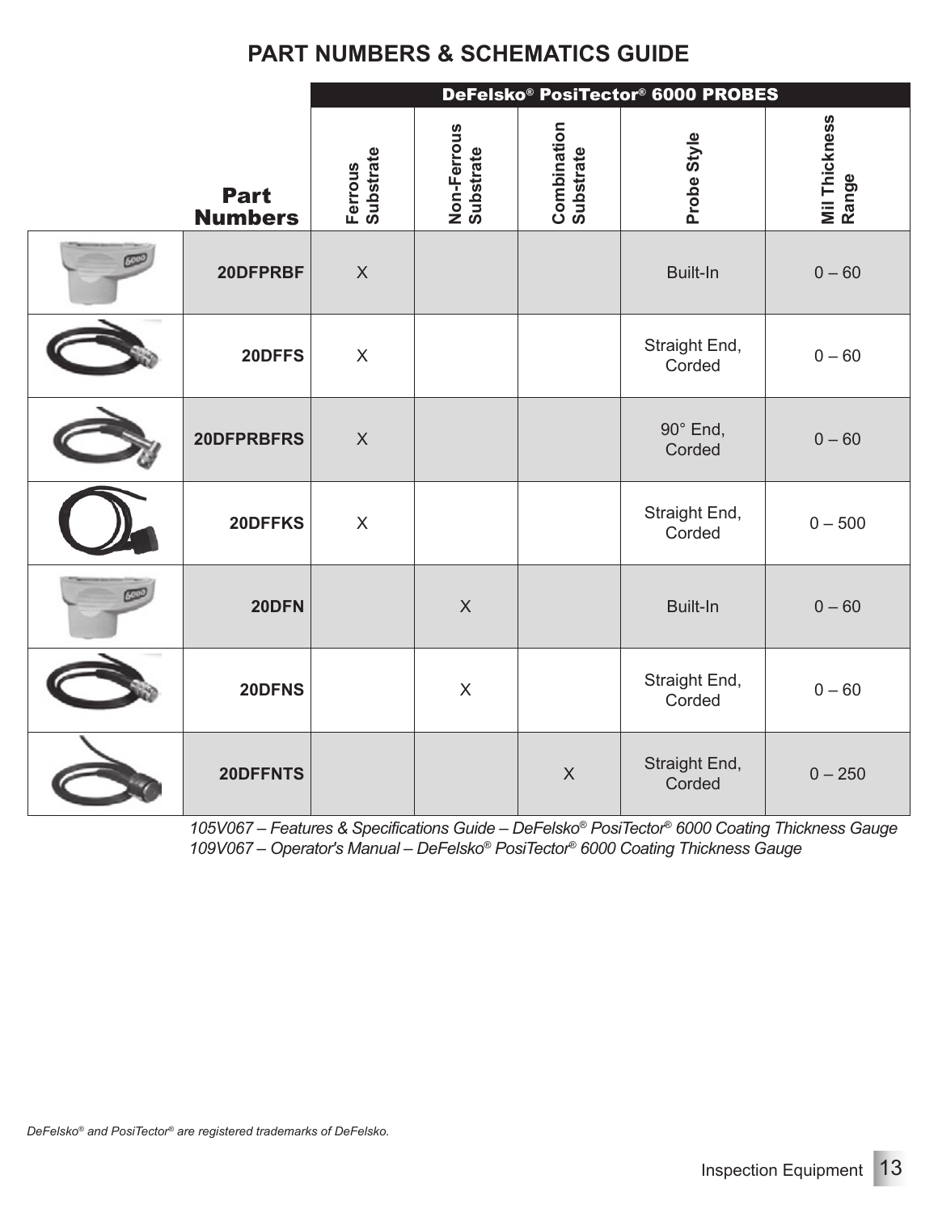# PART NUMBERS & SCHEMATICS GUIDE

| | Part Numbers | DeFelsko® PosiTector® 6000 PROBES | | | | |
|---|---|---|---|---|---|---|
| | | Ferrous Substrate | Non-Ferrous Substrate | Combination Substrate | Probe Style | Mil Thickness Range |
| | 20DFPRBF | X | | | Built-In | 0 – 60 |
| | 20DFFS | X | | | Straight End, Corded | 0 – 60 |
| | 20DFPRBFRS | X | | | 90° End, Corded | 0 – 60 |
| | 20DFFKS | X | | | Straight End, Corded | 0 – 500 |
| | 20DFN | | X | | Built-In | 0 – 60 |
| | 20DFNS | | X | | Straight End, Corded | 0 – 60 |
| | 20DFFNTS | | | X | Straight End, Corded | 0 – 250 |

*105V067 – Features & Specifications Guide – DeFelsko® PosiTector® 6000 Coating Thickness Gauge*
*109V067 – Operator's Manual – DeFelsko® PosiTector® 6000 Coating Thickness Gauge*

*DeFelsko® and PosiTector® are registered trademarks of DeFelsko.*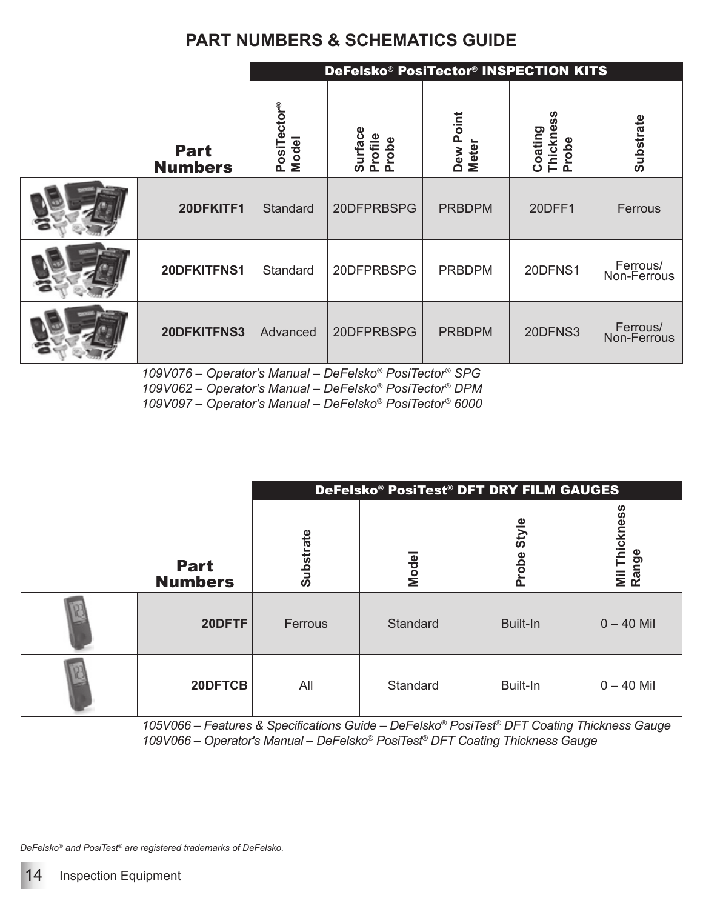# PART NUMBERS & SCHEMATICS GUIDE

| | Part Numbers | DeFelsko® PosiTector® INSPECTION KITS | | | | |
|---|---|---|---|---|---|---|
| | | PosiTector® Model | Surface Profile Probe | Dew Point Meter | Coating Thickness Probe | Substrate |
| | **20DFKITF1** | Standard | 20DFPRBSPG | PRBDPM | 20DFF1 | Ferrous |
| | **20DFKITFNS1** | Standard | 20DFPRBSPG | PRBDPM | 20DFNS1 | Ferrous/ Non-Ferrous |
| | **20DFKITFNS3** | Advanced | 20DFPRBSPG | PRBDPM | 20DFNS3 | Ferrous/ Non-Ferrous |

*109V076 – Operator's Manual – DeFelsko® PosiTector® SPG*
*109V062 – Operator's Manual – DeFelsko® PosiTector® DPM*
*109V097 – Operator's Manual – DeFelsko® PosiTector® 6000*

| | Part Numbers | DeFelsko® PosiTest® DFT DRY FILM GAUGES | | | |
|---|---|---|---|---|---|
| | | Substrate | Model | Probe Style | Mil Thickness Range |
| | **20DFTF** | Ferrous | Standard | Built-In | 0 – 40 Mil |
| | **20DFTCB** | All | Standard | Built-In | 0 – 40 Mil |

*105V066 – Features & Specifications Guide – DeFelsko® PosiTest® DFT Coating Thickness Gauge*
*109V066 – Operator's Manual – DeFelsko® PosiTest® DFT Coating Thickness Gauge*

*DeFelsko® and PosiTest® are registered trademarks of DeFelsko.*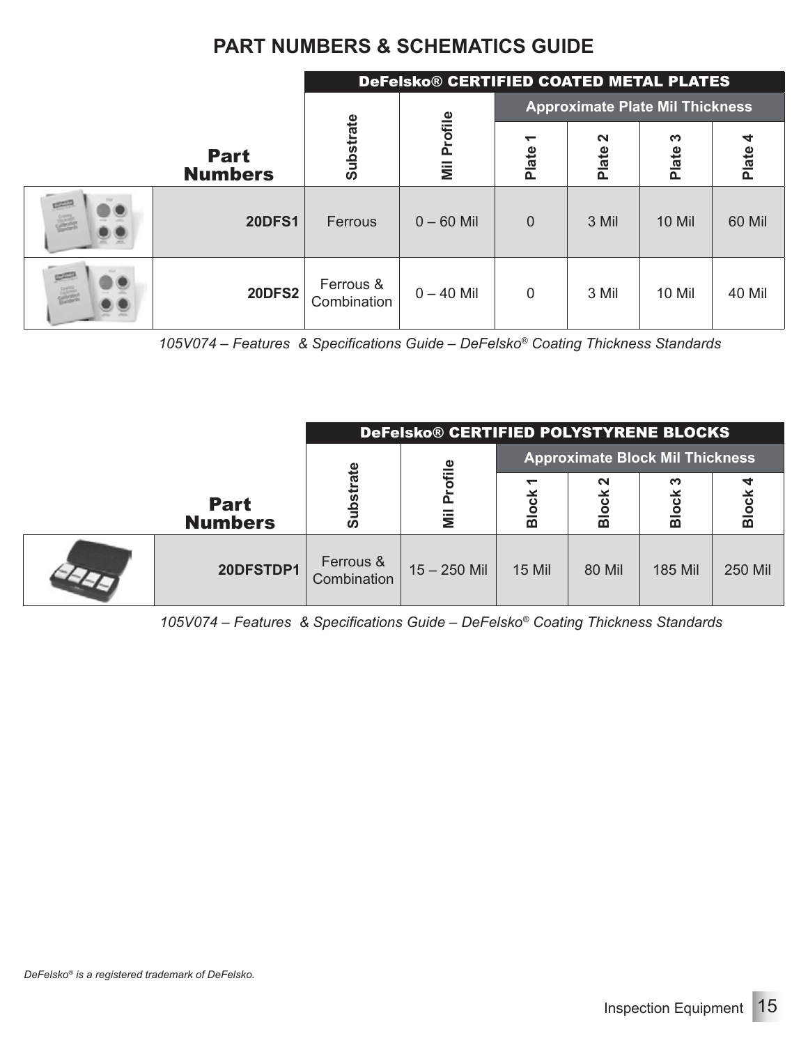## PART NUMBERS & SCHEMATICS GUIDE

| Part Numbers | DeFelsko® CERTIFIED COATED METAL PLATES | | | | | |
|---|---|---|---|---|---|---|
| | Substrate | Mil Profile | Approximate Plate Mil Thickness | | | |
| | | | Plate 1 | Plate 2 | Plate 3 | Plate 4 |
| 20DFS1 | Ferrous | 0 – 60 Mil | 0 | 3 Mil | 10 Mil | 60 Mil |
| 20DFS2 | Ferrous & Combination | 0 – 40 Mil | 0 | 3 Mil | 10 Mil | 40 Mil |

*105V074 – Features & Specifications Guide – DeFelsko® Coating Thickness Standards*

| Part Numbers | DeFelsko® CERTIFIED POLYSTYRENE BLOCKS | | | | | |
|---|---|---|---|---|---|---|
| | Substrate | Mil Profile | Approximate Block Mil Thickness | | | |
| | | | Block 1 | Block 2 | Block 3 | Block 4 |
| 20DFSTDP1 | Ferrous & Combination | 15 – 250 Mil | 15 Mil | 80 Mil | 185 Mil | 250 Mil |

*105V074 – Features & Specifications Guide – DeFelsko® Coating Thickness Standards*

*DeFelsko® is a registered trademark of DeFelsko.*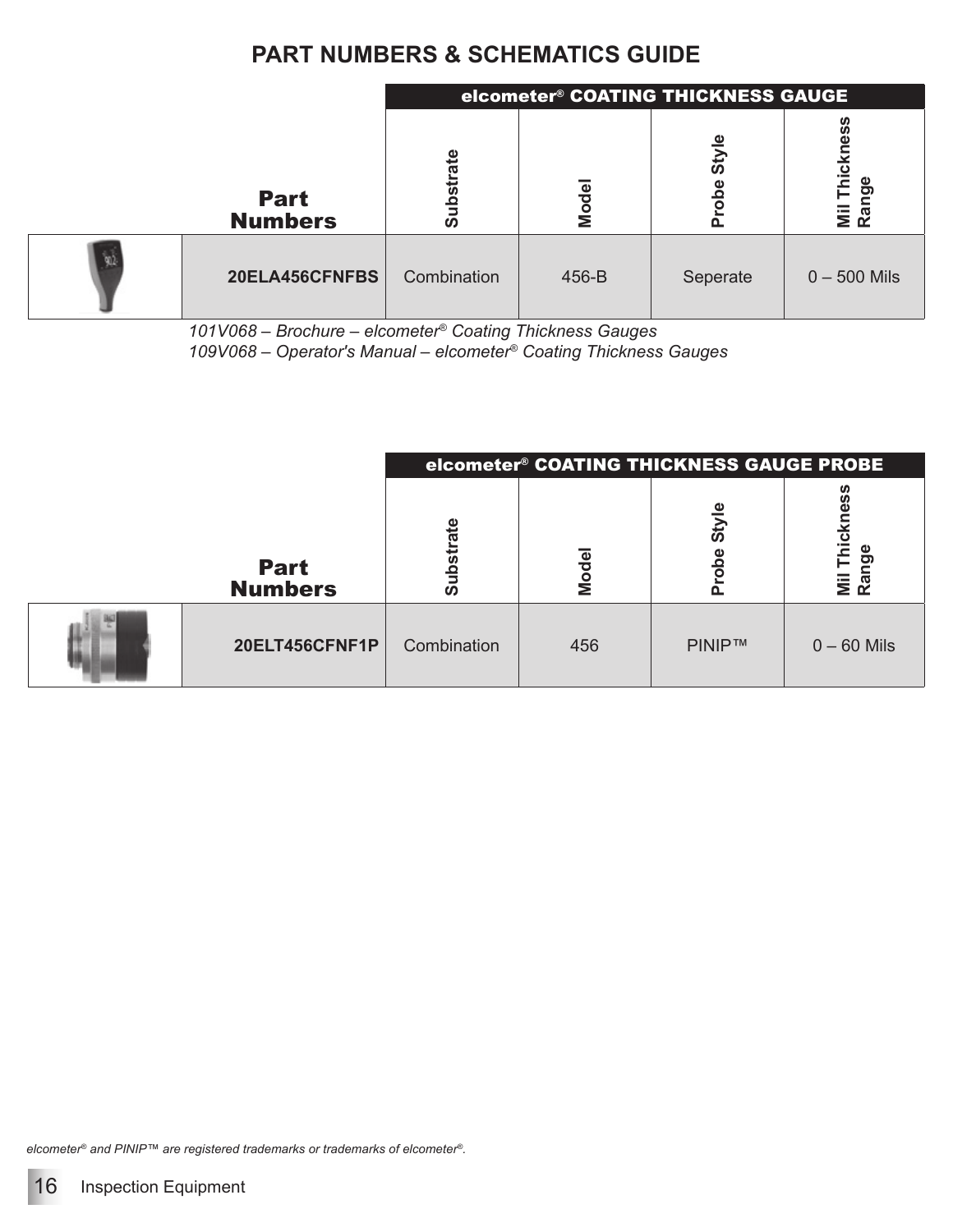# PART NUMBERS & SCHEMATICS GUIDE

| | Part Numbers | elcometer® COATING THICKNESS GAUGE | | | |
|---|---|---|---|---|---|
| | | Substrate | Model | Probe Style | Mil Thickness Range |
| | 20ELA456CFNFBS | Combination | 456-B | Seperate | 0 – 500 Mils |

*101V068 – Brochure – elcometer® Coating Thickness Gauges*
*109V068 – Operator's Manual – elcometer® Coating Thickness Gauges*

| | Part Numbers | elcometer® COATING THICKNESS GAUGE PROBE | | | |
|---|---|---|---|---|---|
| | | Substrate | Model | Probe Style | Mil Thickness Range |
| | 20ELT456CFNF1P | Combination | 456 | PINIP™ | 0 – 60 Mils |

*elcometer® and PINIP™ are registered trademarks or trademarks of elcometer®.*

Inspection Equipment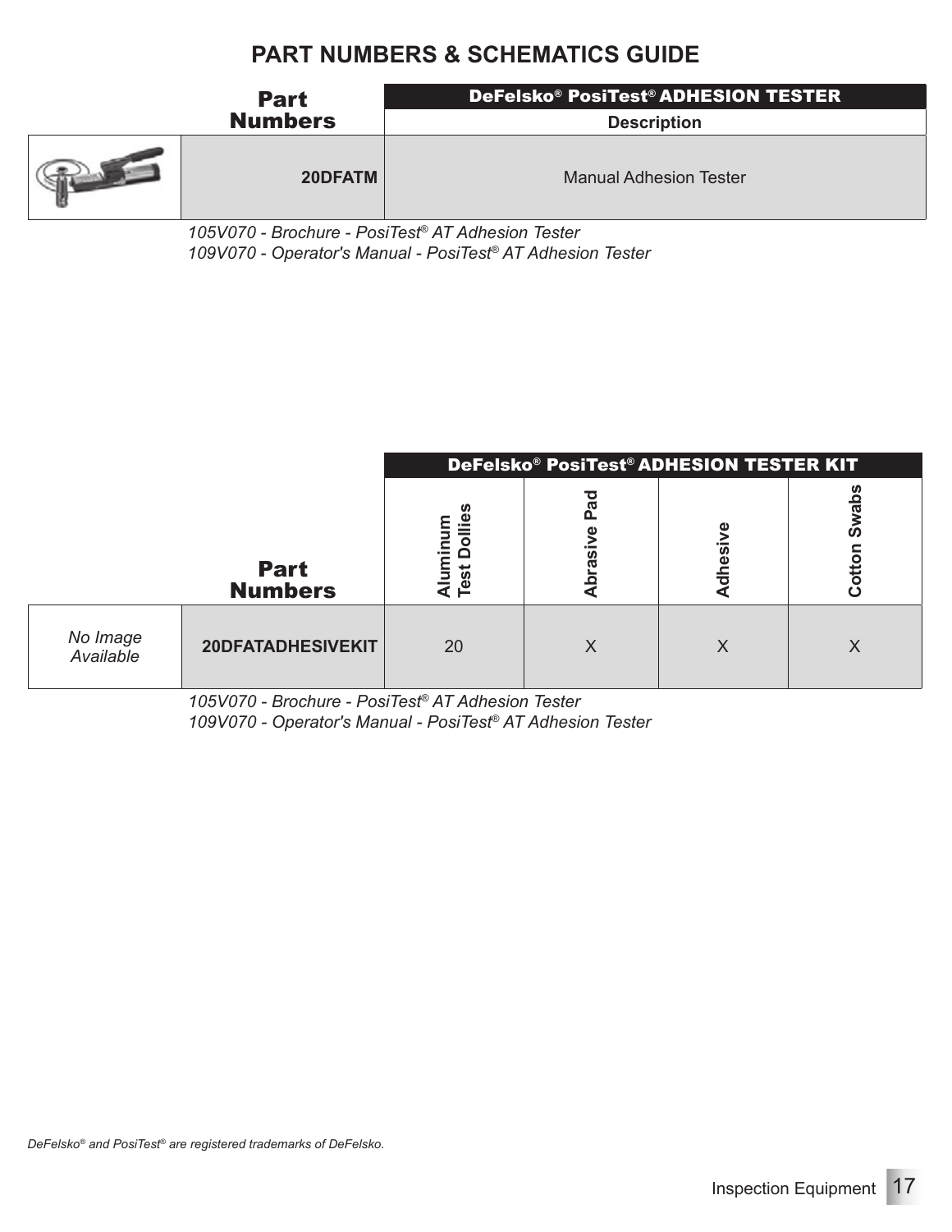# PART NUMBERS & SCHEMATICS GUIDE

| Part Numbers | DeFelsko® PosiTest® ADHESION TESTER Description |
|---|---|
| **20DFATM** | Manual Adhesion Tester |

*105V070 - Brochure - PosiTest® AT Adhesion Tester*
*109V070 - Operator's Manual - PosiTest® AT Adhesion Tester*

| | | DeFelsko® PosiTest® ADHESION TESTER KIT | | | |
|---|---|---|---|---|---|
| | **Part Numbers** | **Aluminum Test Dollies** | **Abrasive Pad** | **Adhesive** | **Cotton Swabs** |
| *No Image Available* | **20DFATADHESIVEKIT** | 20 | X | X | X |

*105V070 - Brochure - PosiTest® AT Adhesion Tester*
*109V070 - Operator's Manual - PosiTest® AT Adhesion Tester*

*DeFelsko® and PosiTest® are registered trademarks of DeFelsko.*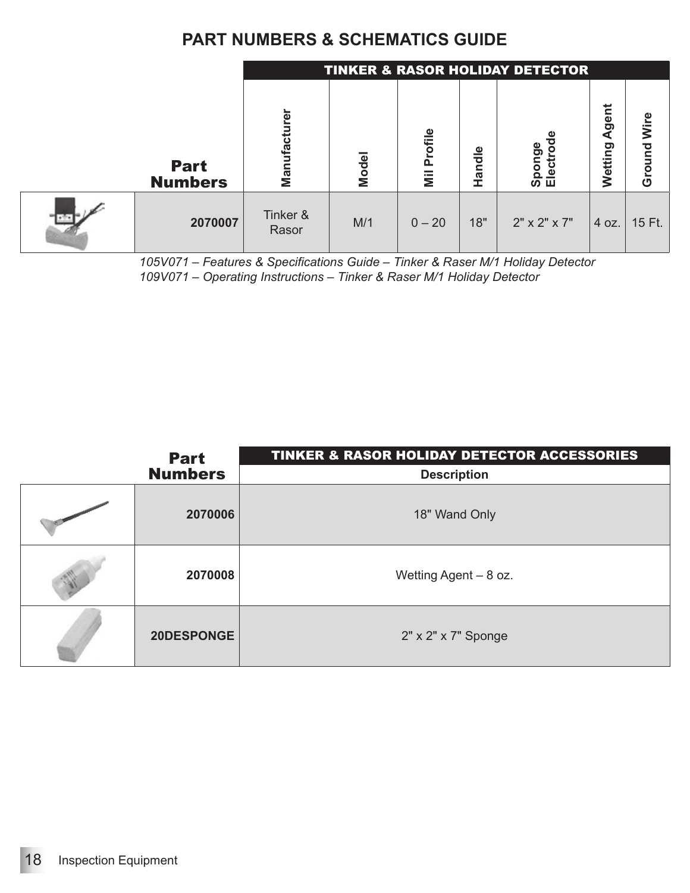## PART NUMBERS & SCHEMATICS GUIDE

| | TINKER & RASOR HOLIDAY DETECTOR | | | | | | |
|---|---|---|---|---|---|---|---|
| **Part Numbers** | **Manufacturer** | **Model** | **Mil Profile** | **Handle** | **Sponge Electrode** | **Wetting Agent** | **Ground Wire** |
| **2070007** | Tinker & Rasor | M/1 | 0 – 20 | 18" | 2" x 2" x 7" | 4 oz. | 15 Ft. |

*105V071 – Features & Specifications Guide – Tinker & Raser M/1 Holiday Detector*
*109V071 – Operating Instructions – Tinker & Raser M/1 Holiday Detector*

| **Part Numbers** | **TINKER & RASOR HOLIDAY DETECTOR ACCESSORIES** |
|---|---|
| | **Description** |
| **2070006** | 18" Wand Only |
| **2070008** | Wetting Agent – 8 oz. |
| **20DESPONGE** | 2" x 2" x 7" Sponge |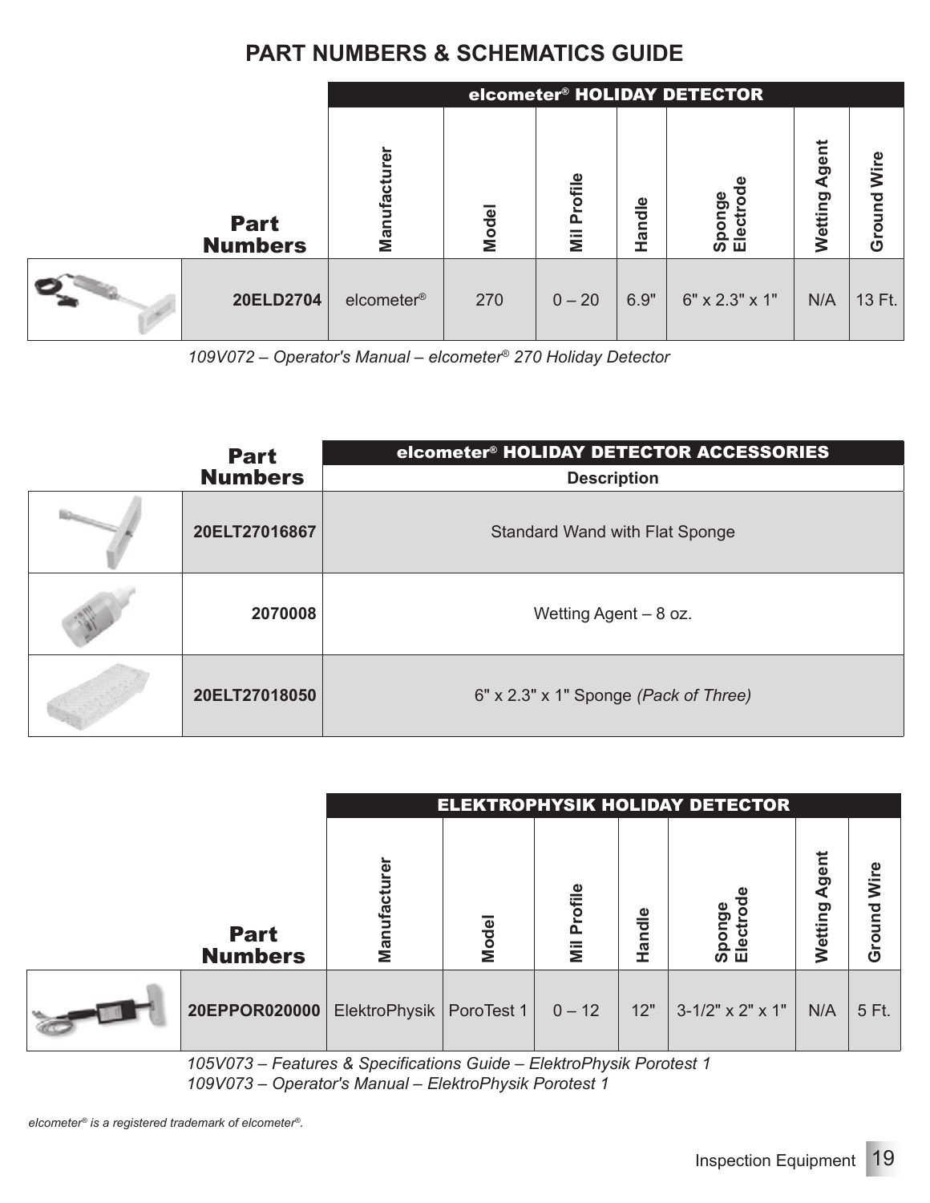# PART NUMBERS & SCHEMATICS GUIDE

| Part Numbers | elcometer® HOLIDAY DETECTOR | | | | | | |
|---|---|---|---|---|---|---|---|
| | Manufacturer | Model | Mil Profile | Handle | Sponge Electrode | Wetting Agent | Ground Wire |
| 20ELD2704 | elcometer® | 270 | 0 – 20 | 6.9" | 6" x 2.3" x 1" | N/A | 13 Ft. |

*109V072 – Operator's Manual – elcometer® 270 Holiday Detector*

| Part Numbers | elcometer® HOLIDAY DETECTOR ACCESSORIES |
|---|---|
| | Description |
| 20ELT27016867 | Standard Wand with Flat Sponge |
| 2070008 | Wetting Agent – 8 oz. |
| 20ELT27018050 | 6" x 2.3" x 1" Sponge *(Pack of Three)* |

| Part Numbers | ELEKTROPHYSIK HOLIDAY DETECTOR | | | | | | |
|---|---|---|---|---|---|---|---|
| | Manufacturer | Model | Mil Profile | Handle | Sponge Electrode | Wetting Agent | Ground Wire |
| 20EPPOR020000 | ElektroPhysik | PoroTest 1 | 0 – 12 | 12" | 3-1/2" x 2" x 1" | N/A | 5 Ft. |

*105V073 – Features & Specifications Guide – ElektroPhysik Porotest 1*
*109V073 – Operator's Manual – ElektroPhysik Porotest 1*

*elcometer® is a registered trademark of elcometer®.*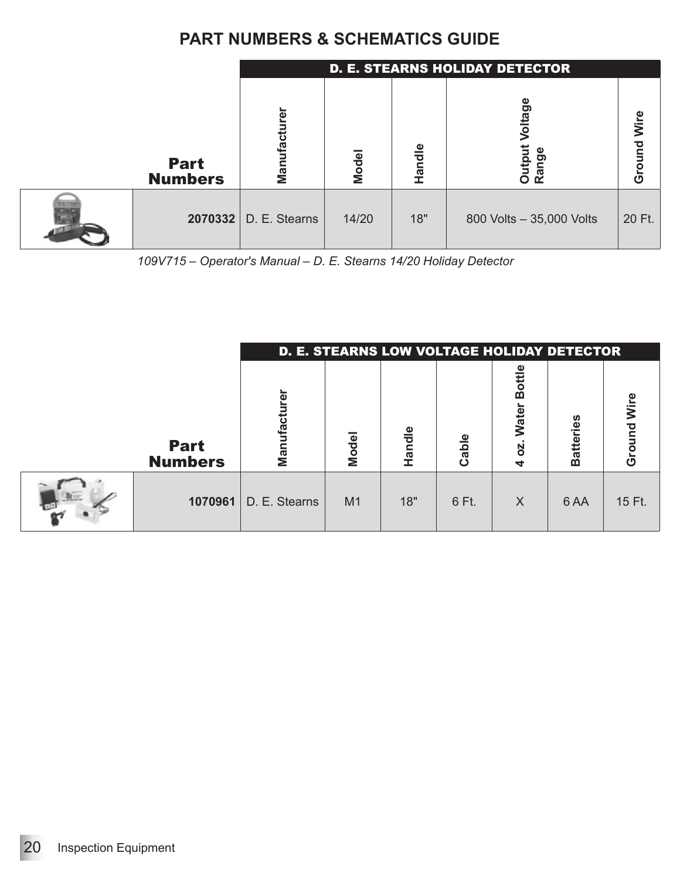# PART NUMBERS & SCHEMATICS GUIDE

| Part Numbers | D. E. STEARNS HOLIDAY DETECTOR | | | | |
|---|---|---|---|---|---|
| | Manufacturer | Model | Handle | Output Voltage Range | Ground Wire |
| **2070332** | D. E. Stearns | 14/20 | 18" | 800 Volts – 35,000 Volts | 20 Ft. |

*109V715 – Operator's Manual – D. E. Stearns 14/20 Holiday Detector*

| Part Numbers | D. E. STEARNS LOW VOLTAGE HOLIDAY DETECTOR | | | | | | |
|---|---|---|---|---|---|---|---|
| | Manufacturer | Model | Handle | Cable | 4 oz. Water Bottle | Batteries | Ground Wire |
| **1070961** | D. E. Stearns | M1 | 18" | 6 Ft. | X | 6 AA | 15 Ft. |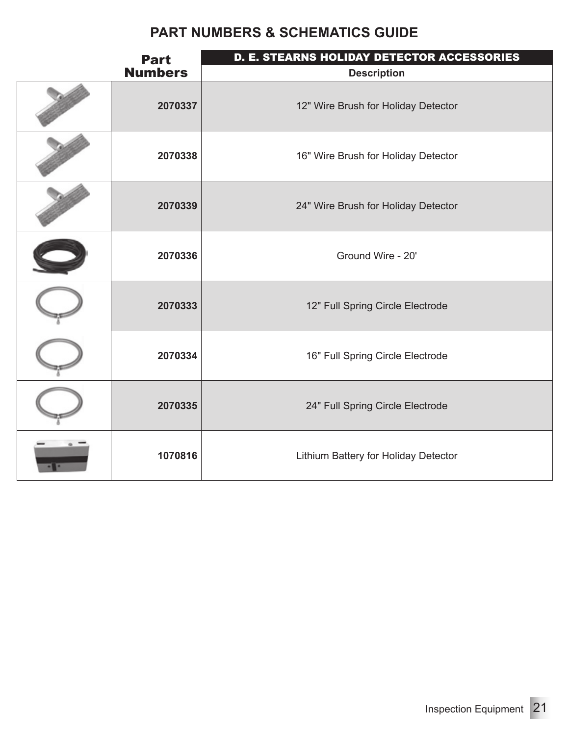# PART NUMBERS & SCHEMATICS GUIDE

| | Part Numbers | D. E. STEARNS HOLIDAY DETECTOR ACCESSORIES Description |
|---|---|---|
| | **2070337** | 12" Wire Brush for Holiday Detector |
| | **2070338** | 16" Wire Brush for Holiday Detector |
| | **2070339** | 24" Wire Brush for Holiday Detector |
| | **2070336** | Ground Wire - 20' |
| | **2070333** | 12" Full Spring Circle Electrode |
| | **2070334** | 16" Full Spring Circle Electrode |
| | **2070335** | 24" Full Spring Circle Electrode |
| | **1070816** | Lithium Battery for Holiday Detector |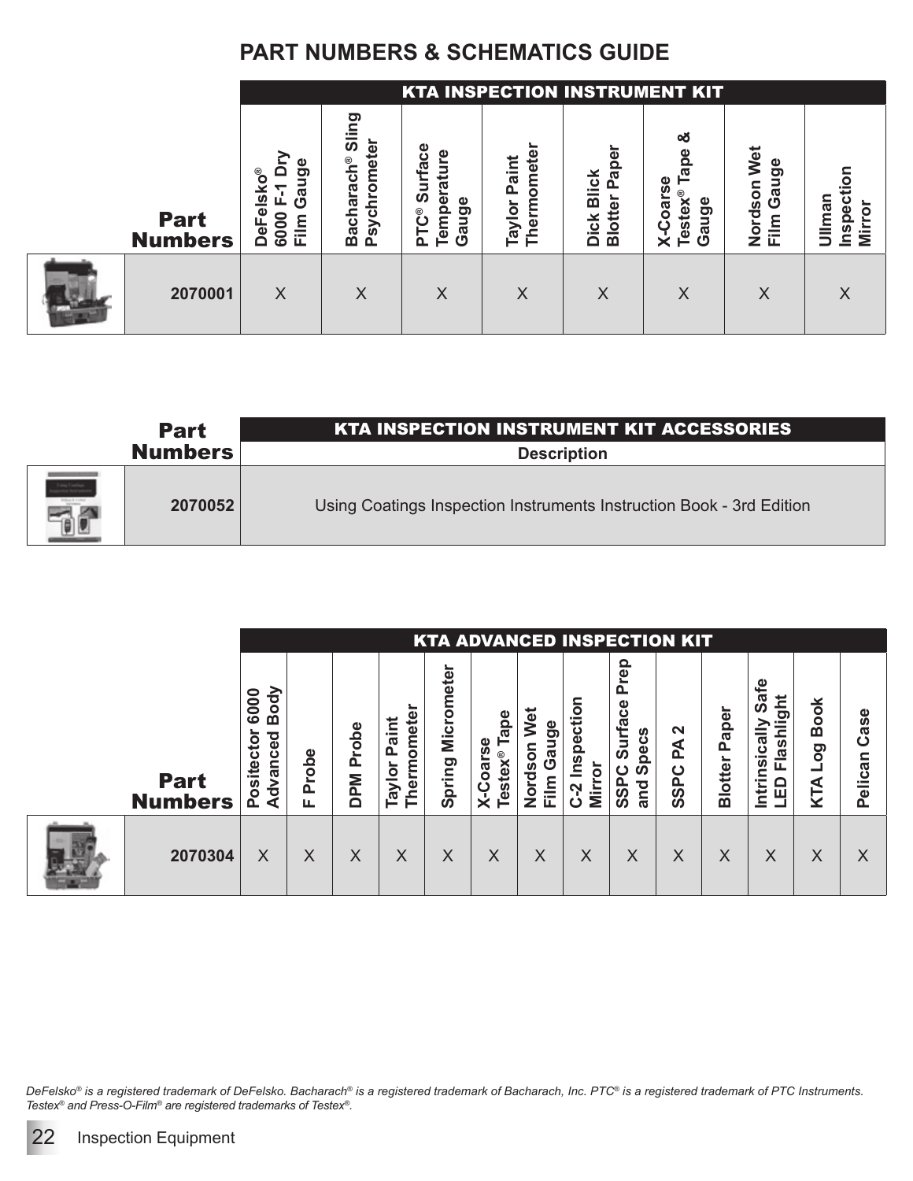## PART NUMBERS & SCHEMATICS GUIDE

| Part Numbers | KTA INSPECTION INSTRUMENT KIT | | | | | | | |
|---|---|---|---|---|---|---|---|---|
| | DeFelsko® 6000 F-1 Dry Film Gauge | Bacharach® Sling Psychrometer | PTC® Surface Temperature Gauge | Taylor Paint Thermometer | Dick Blick Blotter Paper | X-Coarse Testex® Tape & Gauge | Nordson Wet Film Gauge | Ullman Inspection Mirror |
| 2070001 | X | X | X | X | X | X | X | X |

| Part Numbers | KTA INSPECTION INSTRUMENT KIT ACCESSORIES |
|---|---|
| | Description |
| 2070052 | Using Coatings Inspection Instruments Instruction Book - 3rd Edition |

| Part Numbers | KTA ADVANCED INSPECTION KIT | | | | | | | | | | | | | |
|---|---|---|---|---|---|---|---|---|---|---|---|---|---|---|
| | Positector 6000 Advanced Body | F Probe | DPM Probe | Taylor Paint Thermometer | Spring Micrometer | X-Coarse Testex® Tape | Nordson Wet Film Gauge | C-2 Inspection Mirror | SSPC Surface Prep and Specs | SSPC PA 2 | Blotter Paper | Intrinsically Safe LED Flashlight | KTA Log Book | Pelican Case |
| 2070304 | X | X | X | X | X | X | X | X | X | X | X | X | X | X |

*DeFelsko® is a registered trademark of DeFelsko. Bacharach® is a registered trademark of Bacharach, Inc. PTC® is a registered trademark of PTC Instruments. Testex® and Press-O-Film® are registered trademarks of Testex®.*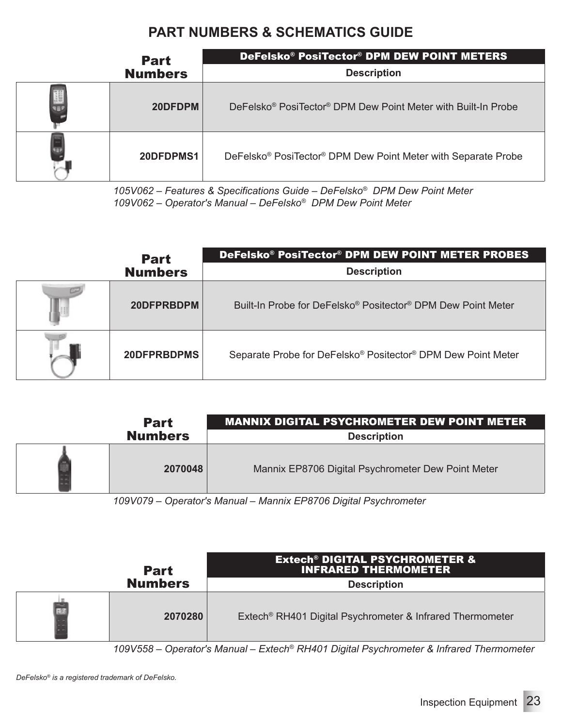# PART NUMBERS & SCHEMATICS GUIDE

| Part Numbers | DeFelsko® PosiTector® DPM DEW POINT METERS<br>Description |
|---|---|
| **20DFDPM** | DeFelsko® PosiTector® DPM Dew Point Meter with Built-In Probe |
| **20DFDPMS1** | DeFelsko® PosiTector® DPM Dew Point Meter with Separate Probe |

*105V062 – Features & Specifications Guide – DeFelsko® DPM Dew Point Meter*
*109V062 – Operator's Manual – DeFelsko® DPM Dew Point Meter*

| Part Numbers | DeFelsko® PosiTector® DPM DEW POINT METER PROBES<br>Description |
|---|---|
| **20DFPRBDPM** | Built-In Probe for DeFelsko® Positector® DPM Dew Point Meter |
| **20DFPRBDPMS** | Separate Probe for DeFelsko® Positector® DPM Dew Point Meter |

| Part Numbers | MANNIX DIGITAL PSYCHROMETER DEW POINT METER<br>Description |
|---|---|
| **2070048** | Mannix EP8706 Digital Psychrometer Dew Point Meter |

*109V079 – Operator's Manual – Mannix EP8706 Digital Psychrometer*

| Part Numbers | Extech® DIGITAL PSYCHROMETER & INFRARED THERMOMETER<br>Description |
|---|---|
| **2070280** | Extech® RH401 Digital Psychrometer & Infrared Thermometer |

*109V558 – Operator's Manual – Extech® RH401 Digital Psychrometer & Infrared Thermometer*

*DeFelsko® is a registered trademark of DeFelsko.*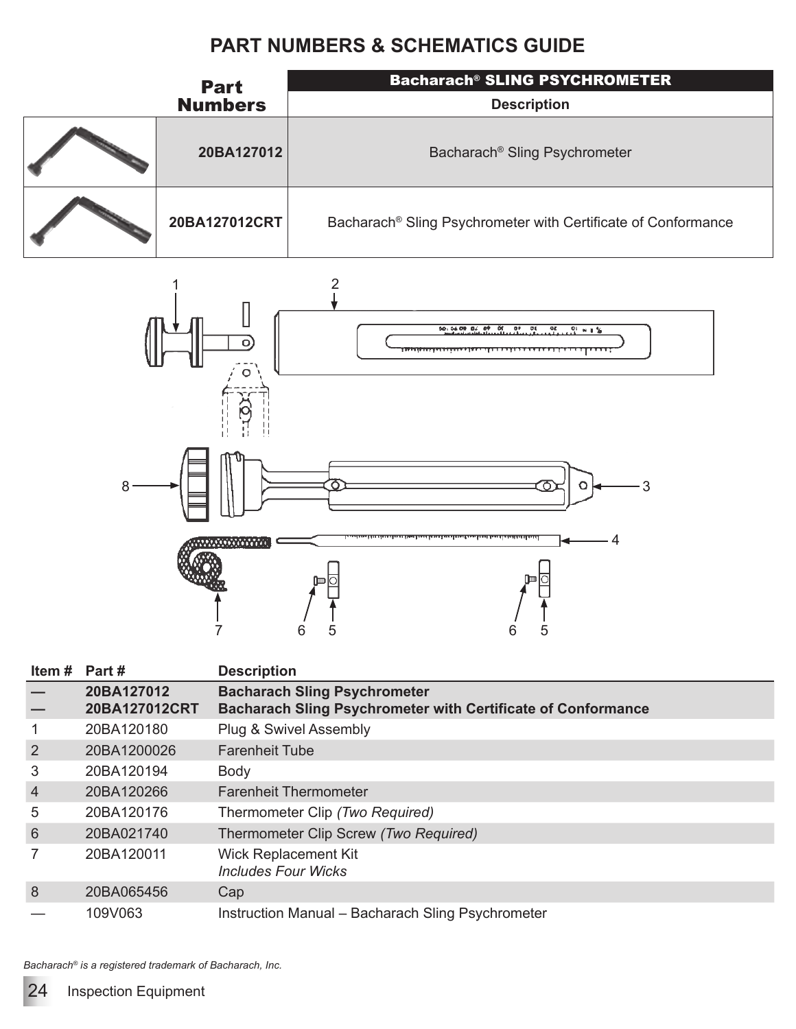# PART NUMBERS & SCHEMATICS GUIDE

| Part Numbers | Bacharach® SLING PSYCHROMETER Description |
|---|---|
| **20BA127012** | Bacharach® Sling Psychrometer |
| **20BA127012CRT** | Bacharach® Sling Psychrometer with Certificate of Conformance |

| Item # | Part # | Description |
|---|---|---|
| **—** | **20BA127012** | **Bacharach Sling Psychrometer** |
| **—** | **20BA127012CRT** | **Bacharach Sling Psychrometer with Certificate of Conformance** |
| 1 | 20BA120180 | Plug & Swivel Assembly |
| 2 | 20BA1200026 | Farenheit Tube |
| 3 | 20BA120194 | Body |
| 4 | 20BA120266 | Farenheit Thermometer |
| 5 | 20BA120176 | Thermometer Clip *(Two Required)* |
| 6 | 20BA021740 | Thermometer Clip Screw *(Two Required)* |
| 7 | 20BA120011 | Wick Replacement Kit *Includes Four Wicks* |
| 8 | 20BA065456 | Cap |
| — | 109V063 | Instruction Manual – Bacharach Sling Psychrometer |

*Bacharach® is a registered trademark of Bacharach, Inc.*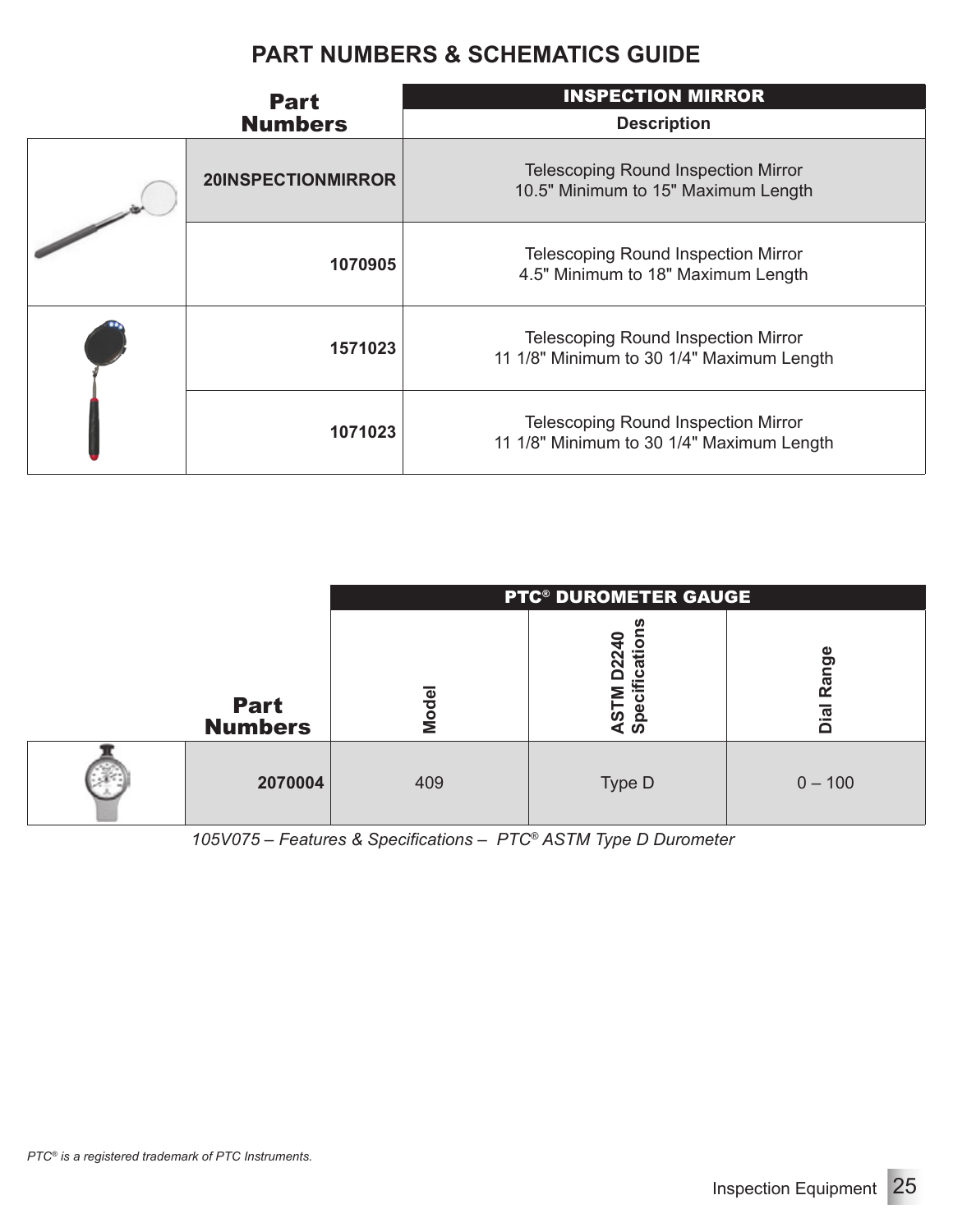# PART NUMBERS & SCHEMATICS GUIDE

| Part Numbers | INSPECTION MIRROR Description |
|---|---|
| 20INSPECTIONMIRROR | Telescoping Round Inspection Mirror 10.5" Minimum to 15" Maximum Length |
| 1070905 | Telescoping Round Inspection Mirror 4.5" Minimum to 18" Maximum Length |
| 1571023 | Telescoping Round Inspection Mirror 11 1/8" Minimum to 30 1/4" Maximum Length |
| 1071023 | Telescoping Round Inspection Mirror 11 1/8" Minimum to 30 1/4" Maximum Length |

| Part Numbers | PTC® DUROMETER GAUGE Model | ASTM D2240 Specifications | Dial Range |
|---|---|---|---|
| 2070004 | 409 | Type D | 0 – 100 |

*105V075 – Features & Specifications – PTC® ASTM Type D Durometer*

*PTC® is a registered trademark of PTC Instruments.*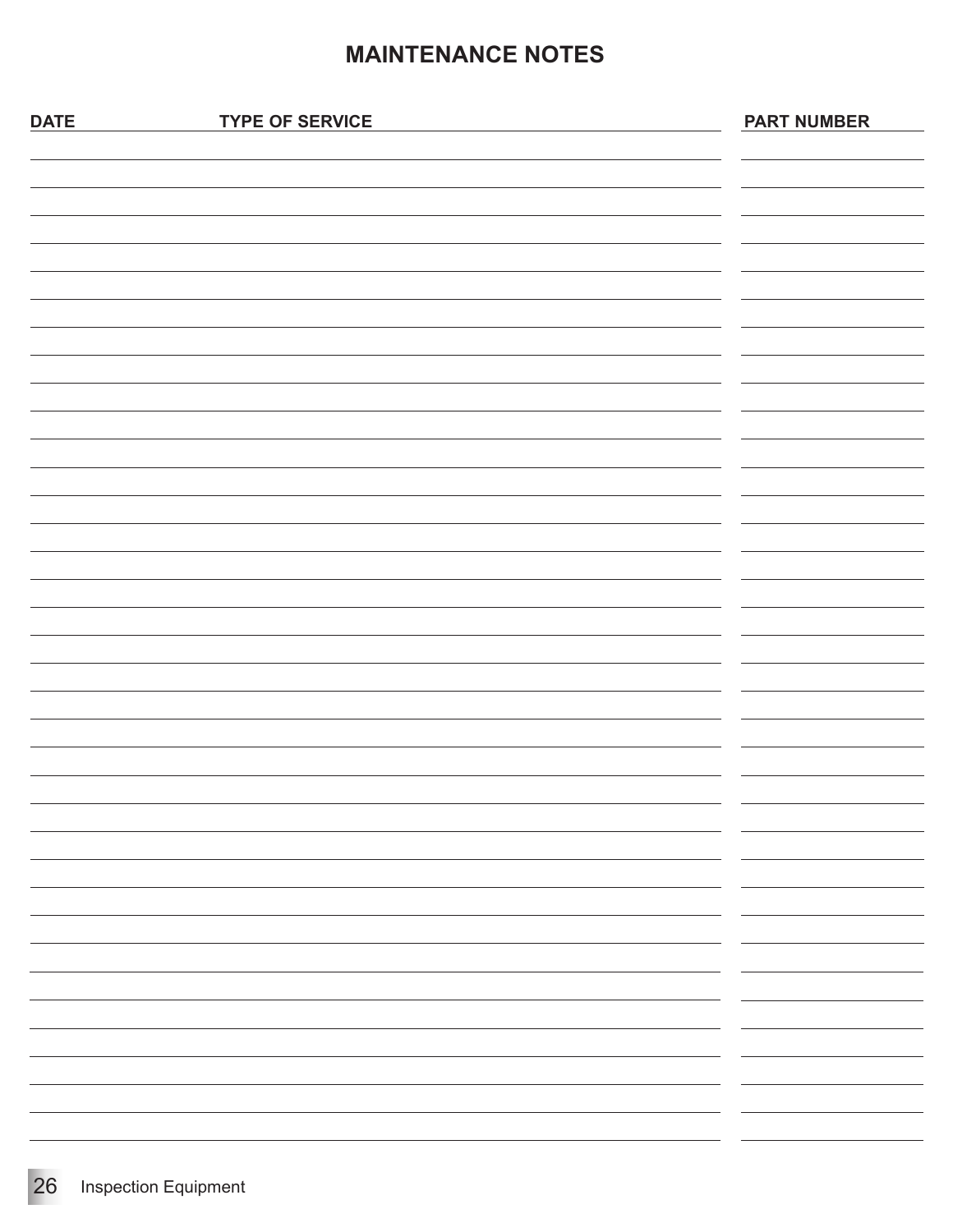# MAINTENANCE NOTES

| DATE | TYPE OF SERVICE | PART NUMBER |
|---|---|---|
| | | |
| | | |
| | | |
| | | |
| | | |
| | | |
| | | |
| | | |
| | | |
| | | |
| | | |
| | | |
| | | |
| | | |
| | | |
| | | |
| | | |
| | | |
| | | |
| | | |
| | | |
| | | |
| | | |
| | | |
| | | |
| | | |
| | | |
| | | |
| | | |
| | | |
| | | |
| | | |
| | | |
| | | |
| | | |
| | | |
| | | |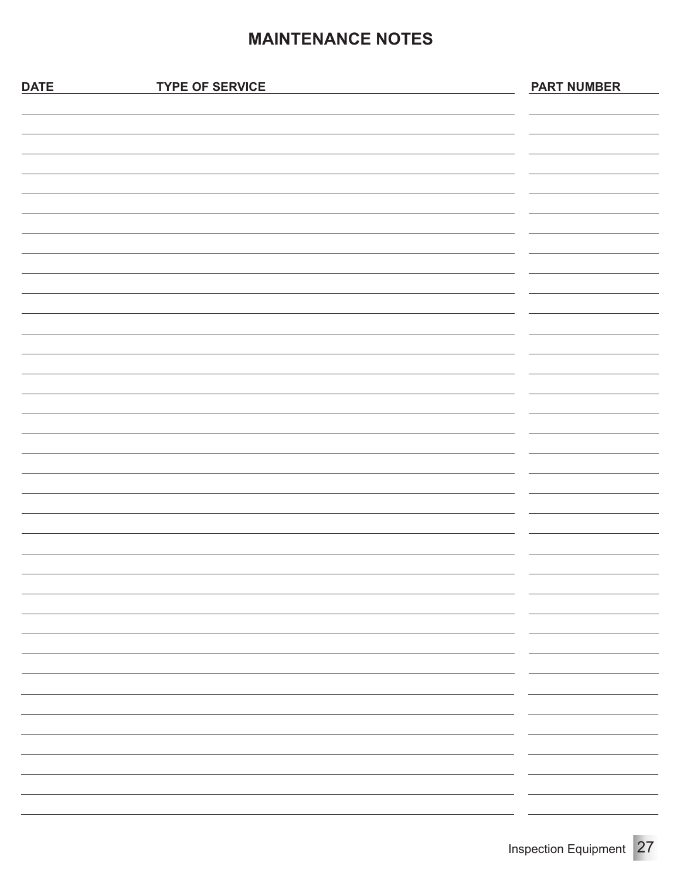# MAINTENANCE NOTES

| DATE | TYPE OF SERVICE | PART NUMBER |
| --- | --- | --- |
| | | |
| | | |
| | | |
| | | |
| | | |
| | | |
| | | |
| | | |
| | | |
| | | |
| | | |
| | | |
| | | |
| | | |
| | | |
| | | |
| | | |
| | | |
| | | |
| | | |
| | | |
| | | |
| | | |
| | | |
| | | |
| | | |
| | | |
| | | |
| | | |
| | | |
| | | |
| | | |
| | | |
| | | |
| | | |
| | | |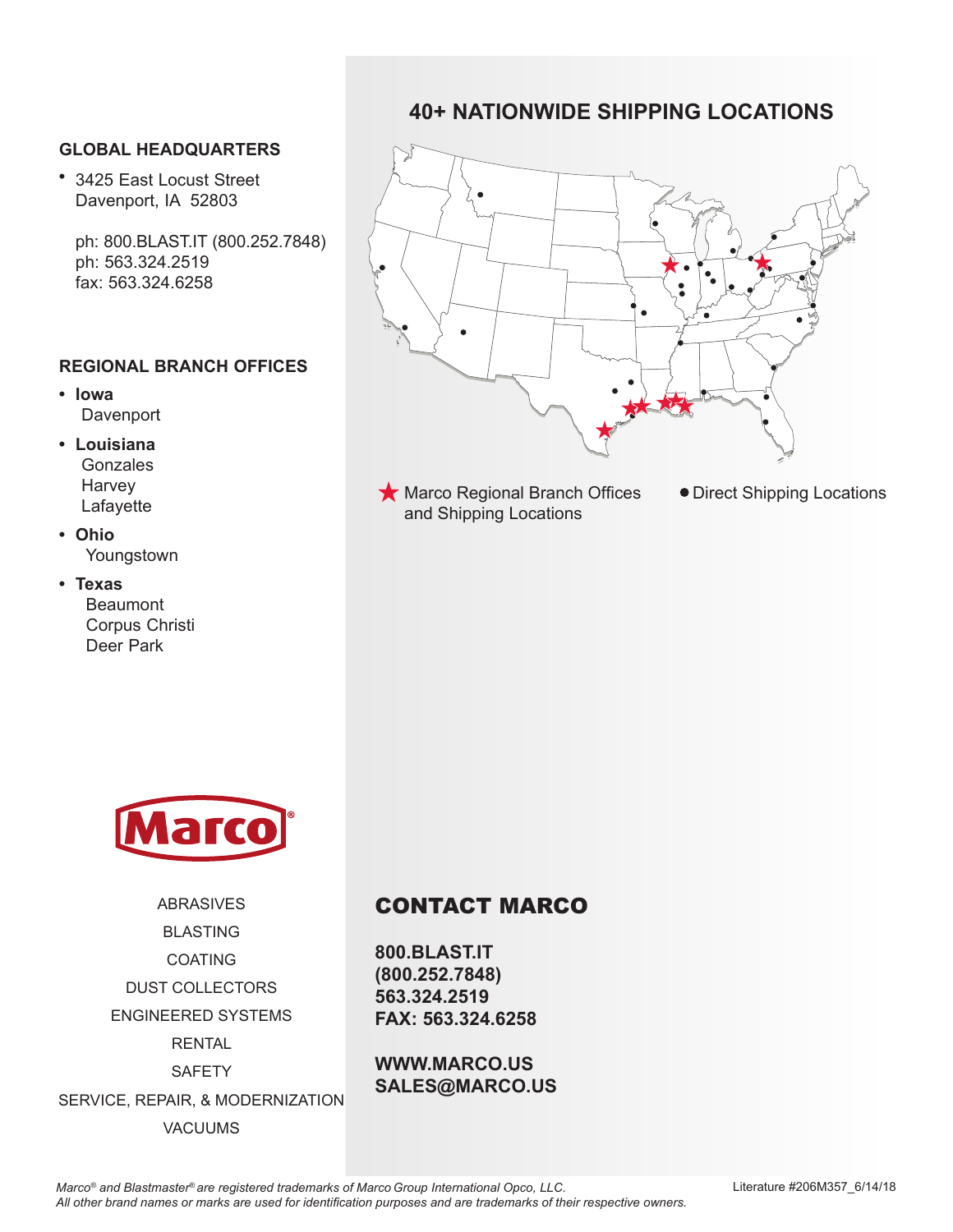## GLOBAL HEADQUARTERS

- 3425 East Locust Street
  Davenport, IA 52803

  ph: 800.BLAST.IT (800.252.7848)
  ph: 563.324.2519
  fax: 563.324.6258

## REGIONAL BRANCH OFFICES

- **Iowa**
  Davenport
- **Louisiana**
  Gonzales
  Harvey
  Lafayette
- **Ohio**
  Youngstown
- **Texas**
  Beaumont
  Corpus Christi
  Deer Park

## 40+ NATIONWIDE SHIPPING LOCATIONS

★ Marco Regional Branch Offices and Shipping Locations

● Direct Shipping Locations

Marco®

ABRASIVES
BLASTING
COATING
DUST COLLECTORS
ENGINEERED SYSTEMS
RENTAL
SAFETY
SERVICE, REPAIR, & MODERNIZATION
VACUUMS

## CONTACT MARCO

**800.BLAST.IT**
**(800.252.7848)**
**563.324.2519**
**FAX: 563.324.6258**

**WWW.MARCO.US**
**SALES@MARCO.US**

*Marco® and Blastmaster® are registered trademarks of Marco Group International Opco, LLC.*
*All other brand names or marks are used for identification purposes and are trademarks of their respective owners.*

Literature #206M357_6/14/18